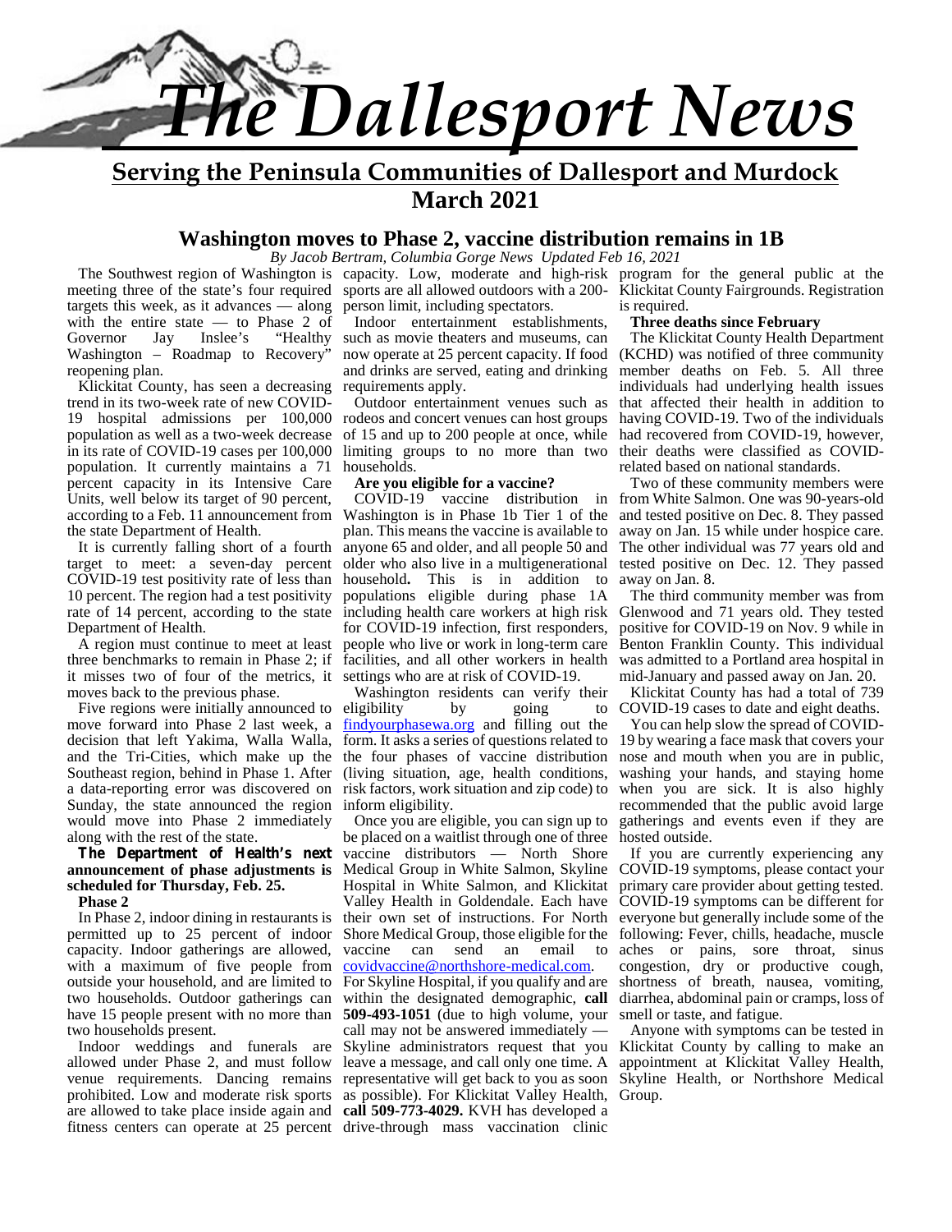# The Dallesport News

**Serving the Peninsula Communities of Dallesport and Murdock**

**March 2021**

## Washington moves to Phase 2, vaccine distribution remains in 1B

*By Jacob Bertram, Columbia Gorge News Updated Feb 16, 2021*

The Southwest region of Washington is meeting three of the state's four required targets this week, as it advances — along with the entire state — to Phase 2 of Governor Jay Inslee's "Healthy Washington – Roadmap to Recovery" reopening plan.

Klickitat County, has seen a decreasing trend in its two-week rate of new COVID-19 hospital admissions per 100,000 population as well as a two-week decrease in its rate of COVID-19 cases per 100,000 population. It currently maintains a 71 percent capacity in its Intensive Care Units, well below its target of 90 percent, according to a Feb. 11 announcement from the state Department of Health.

It is currently falling short of a fourth target to meet: a seven-day percent COVID-19 test positivity rate of less than 10 percent. The region had a test positivity rate of 14 percent, according to the state Department of Health.

A region must continue to meet at least three benchmarks to remain in Phase 2; if it misses two of four of the metrics, it moves back to the previous phase.

Five regions were initially announced to move forward into Phase 2 last week, a decision that left Yakima, Walla Walla, and the Tri-Cities, which make up the Southeast region, behind in Phase 1. After a data-reporting error was discovered on Sunday, the state announced the region would move into Phase 2 immediately along with the rest of the state.

**The Department of Health's next announcement of phase adjustments is scheduled for Thursday, Feb. 25.**

**Phase 2**

In Phase 2, indoor dining in restaurants is permitted up to 25 percent of indoor capacity. Indoor gatherings are allowed, with a maximum of five people from outside your household, and are limited to two households. Outdoor gatherings can have 15 people present with no more than two households present.

Indoor weddings and funerals are allowed under Phase 2, and must follow venue requirements. Dancing remains prohibited. Low and moderate risk sports are allowed to take place inside again and fitness centers can operate at 25 percent capacity. Low, moderate and high-risk sports are all allowed outdoors with a 200-person limit, including spectators.

Indoor entertainment establishments, such as movie theaters and museums, can now operate at 25 percent capacity. If food and drinks are served, eating and drinking requirements apply.

Outdoor entertainment venues such as rodeos and concert venues can host groups of 15 and up to 200 people at once, while limiting groups to no more than two households.

**Are you eligible for a vaccine?**

COVID-19 vaccine distribution in Washington is in Phase 1b Tier 1 of the plan. This means the vaccine is available to anyone 65 and older, and all people 50 and older who also live in a multigenerational household**.** This is in addition to populations eligible during phase 1A including health care workers at high risk for COVID-19 infection, first responders, people who live or work in long-term care facilities, and all other workers in health settings who are at risk of COVID-19.

Washington residents can verify their eligibility by going to findyourphasewa.org and filling out the form. It asks a series of questions related to the four phases of vaccine distribution (living situation, age, health conditions, risk factors, work situation and zip code) to inform eligibility.

Once you are eligible, you can sign up to be placed on a waitlist through one of three vaccine distributors — North Shore Medical Group in White Salmon, Skyline Hospital in White Salmon, and Klickitat Valley Health in Goldendale. Each have their own set of instructions. For North Shore Medical Group, those eligible for the vaccine can send an email to covidvaccine@northshore-medical.com. For Skyline Hospital, if you qualify and are within the designated demographic, **call 509-493-1051** (due to high volume, your call may not be answered immediately — Skyline administrators request that you leave a message, and call only one time. A representative will get back to you as soon as possible). For Klickitat Valley Health, **call 509-773-4029.** KVH has developed a drive-through mass vaccination clinic program for the general public at the Klickitat County Fairgrounds. Registration is required.

**Three deaths since February**

The Klickitat County Health Department (KCHD) was notified of three community member deaths on Feb. 5. All three individuals had underlying health issues that affected their health in addition to having COVID-19. Two of the individuals had recovered from COVID-19, however, their deaths were classified as COVID-related based on national standards.

Two of these community members were from White Salmon. One was 90-years-old and tested positive on Dec. 8. They passed away on Jan. 15 while under hospice care. The other individual was 77 years old and tested positive on Dec. 12. They passed away on Jan. 8.

The third community member was from Glenwood and 71 years old. They tested positive for COVID-19 on Nov. 9 while in Benton Franklin County. This individual was admitted to a Portland area hospital in mid-January and passed away on Jan. 20.

Klickitat County has had a total of 739 COVID-19 cases to date and eight deaths.

You can help slow the spread of COVID-19 by wearing a face mask that covers your nose and mouth when you are in public, washing your hands, and staying home when you are sick. It is also highly recommended that the public avoid large gatherings and events even if they are hosted outside.

If you are currently experiencing any COVID-19 symptoms, please contact your primary care provider about getting tested. COVID-19 symptoms can be different for everyone but generally include some of the following: Fever, chills, headache, muscle aches or pains, sore throat, sinus congestion, dry or productive cough, shortness of breath, nausea, vomiting, diarrhea, abdominal pain or cramps, loss of smell or taste, and fatigue.

Anyone with symptoms can be tested in Klickitat County by calling to make an appointment at Klickitat Valley Health, Skyline Health, or Northshore Medical Group.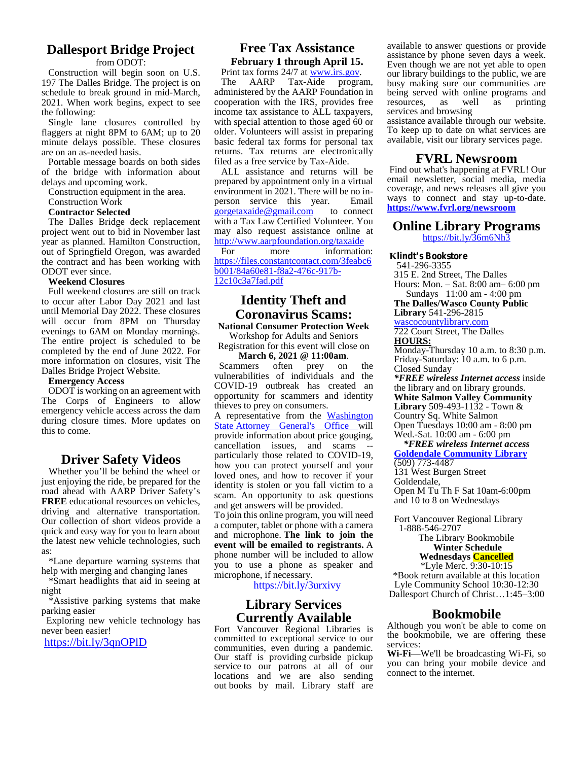## Dallesport Bridge Project

from ODOT:

Construction will begin soon on U.S. 197 The Dalles Bridge. The project is on schedule to break ground in mid-March, 2021. When work begins, expect to see the following:

Single lane closures controlled by flaggers at night 8PM to 6AM; up to 20 minute delays possible. These closures are on an as-needed basis.

Portable message boards on both sides of the bridge with information about delays and upcoming work.

Construction equipment in the area.

Construction Work

**Contractor Selected**

The Dalles Bridge deck replacement project went out to bid in November last year as planned. Hamilton Construction, out of Springfield Oregon, was awarded the contract and has been working with ODOT ever since.

**Weekend Closures**

Full weekend closures are still on track to occur after Labor Day 2021 and last until Memorial Day 2022. These closures will occur from 8PM on Thursday evenings to 6AM on Monday mornings. The entire project is scheduled to be completed by the end of June 2022. For more information on closures, visit The Dalles Bridge Project Website.

**Emergency Access**

ODOT is working on an agreement with The Corps of Engineers to allow emergency vehicle access across the dam during closure times. More updates on this to come.

## Driver Safety Videos

Whether you'll be behind the wheel or just enjoying the ride, be prepared for the road ahead with AARP Driver Safety's **FREE** educational resources on vehicles, driving and alternative transportation. Our collection of short videos provide a quick and easy way for you to learn about the latest new vehicle technologies, such as:

*Lane departure warning systems that help with merging and changing lanes

*Smart headlights that aid in seeing at night

*Assistive parking systems that make parking easier

Exploring new vehicle technology has never been easier!

https://bit.ly/3qnOPlD

## Free Tax Assistance

**February 1 through April 15.**

Print tax forms 24/7 at www.irs.gov.

The AARP Tax-Aide program, administered by the AARP Foundation in cooperation with the IRS, provides free income tax assistance to ALL taxpayers, with special attention to those aged 60 or older. Volunteers will assist in preparing basic federal tax forms for personal tax returns. Tax returns are electronically filed as a free service by Tax-Aide.

ALL assistance and returns will be prepared by appointment only in a virtual environment in 2021. There will be no in-person service this year. Email gorgetaxaide@gmail.com to connect with a Tax Law Certified Volunteer. You may also request assistance online at http://www.aarpfoundation.org/taxaide

For more information: https://files.constantcontact.com/3feabc6b001/84a60e81-f8a2-476c-917b-12c10c3a7fad.pdf

## Identity Theft and Coronavirus Scams:

**National Consumer Protection Week**

Workshop for Adults and Seniors

Registration for this event will close on **March 6, 2021 @ 11:00am**.

Scammers often prey on the vulnerabilities of individuals and the COVID-19 outbreak has created an opportunity for scammers and identity thieves to prey on consumers.

A representative from the Washington State Attorney General's Office will provide information about price gouging, cancellation issues, and scams -- particularly those related to COVID-19, how you can protect yourself and your loved ones, and how to recover if your identity is stolen or you fall victim to a scam. An opportunity to ask questions and get answers will be provided.

To join this online program, you will need a computer, tablet or phone with a camera and microphone. **The link to join the event will be emailed to registrants.** A phone number will be included to allow you to use a phone as speaker and microphone, if necessary.

https://bit.ly/3urxivy

## Library Services Currently Available

Fort Vancouver Regional Libraries is committed to exceptional service to our communities, even during a pandemic. Our staff is providing curbside pickup service to our patrons at all of our locations and we are also sending out books by mail. Library staff are available to answer questions or provide assistance by phone seven days a week. Even though we are not yet able to open our library buildings to the public, we are busy making sure our communities are being served with online programs and resources, as well as printing services and browsing assistance available through our website. To keep up to date on what services are available, visit our library services page.

## FVRL Newsroom

Find out what's happening at FVRL! Our email newsletter, social media, media coverage, and news releases all give you ways to connect and stay up-to-date. **https://www.fvrl.org/newsroom**

## Online Library Programs

https://bit.ly/36m6Nh3

**Klindt's Bookstore**
541-296-3355
315 E. 2nd Street, The Dalles
Hours: Mon. – Sat. 8:00 am– 6:00 pm
Sundays 11:00 am - 4:00 pm

**The Dalles/Wasco County Public Library** 541-296-2815
wascocountylibrary.com
722 Court Street, The Dalles
**HOURS:**
Monday-Thursday 10 a.m. to 8:30 p.m.
Friday-Saturday: 10 a.m. to 6 p.m.
Closed Sunday
***FREE wireless Internet access** inside the library and on library grounds.

**White Salmon Valley Community Library** 509-493-1132 - Town & Country Sq. White Salmon
Open Tuesdays 10:00 am - 8:00 pm
Wed.-Sat. 10:00 am - 6:00 pm
***FREE wireless Internet access***

**Goldendale Community Library**
(509) 773-4487
131 West Burgen Street
Goldendale,
Open M Tu Th F Sat 10am-6:00pm and 10 to 8 on Wednesdays

Fort Vancouver Regional Library
1-888-546-2707
The Library Bookmobile
**Winter Schedule**
**Wednesdays Cancelled**
*Lyle Merc. 9:30-10:15
*Book return available at this location
Lyle Community School 10:30-12:30
Dallesport Church of Christ…1:45–3:00

## Bookmobile

Although you won't be able to come on the bookmobile, we are offering these services:

**Wi-Fi**—We'll be broadcasting Wi-Fi, so you can bring your mobile device and connect to the internet.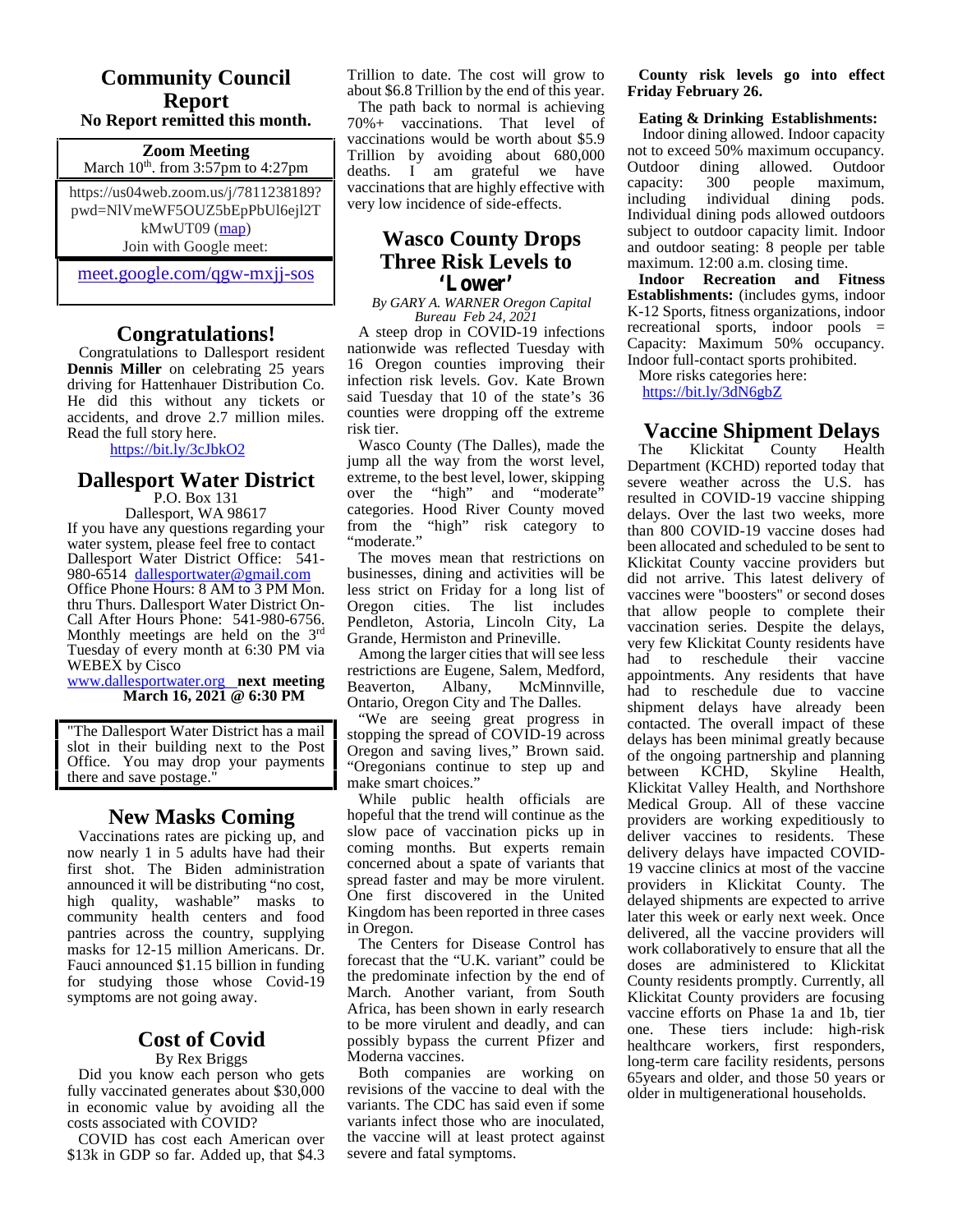## Community Council Report

**No Report remitted this month.**

**Zoom Meeting**

March 10th. from 3:57pm to 4:27pm

https://us04web.zoom.us/j/7811238189?pwd=NlVmeWF5OUZ5bEpPbUl6ejl2TkMwUT09 (map)

Join with Google meet:

meet.google.com/qgw-mxjj-sos

## Congratulations!

Congratulations to Dallesport resident **Dennis Miller** on celebrating 25 years driving for Hattenhauer Distribution Co. He did this without any tickets or accidents, and drove 2.7 million miles. Read the full story here.

https://bit.ly/3cJbkO2

## Dallesport Water District

P.O. Box 131

Dallesport, WA 98617

If you have any questions regarding your water system, please feel free to contact Dallesport Water District Office: 541-980-6514 dallesportwater@gmail.com Office Phone Hours: 8 AM to 3 PM Mon. thru Thurs. Dallesport Water District On-Call After Hours Phone: 541-980-6756. Monthly meetings are held on the 3rd Tuesday of every month at 6:30 PM via WEBEX by Cisco

www.dallesportwater.org **next meeting March 16, 2021 @ 6:30 PM**

"The Dallesport Water District has a mail slot in their building next to the Post Office. You may drop your payments there and save postage."

## New Masks Coming

Vaccinations rates are picking up, and now nearly 1 in 5 adults have had their first shot. The Biden administration announced it will be distributing "no cost, high quality, washable" masks to community health centers and food pantries across the country, supplying masks for 12-15 million Americans. Dr. Fauci announced $1.15 billion in funding for studying those whose Covid-19 symptoms are not going away.

## Cost of Covid

By Rex Briggs

Did you know each person who gets fully vaccinated generates about $30,000 in economic value by avoiding all the costs associated with COVID?

COVID has cost each American over $13k in GDP so far. Added up, that $4.3 Trillion to date. The cost will grow to about $6.8 Trillion by the end of this year.

The path back to normal is achieving 70%+ vaccinations. That level of vaccinations would be worth about $5.9 Trillion by avoiding about 680,000 deaths. I am grateful we have vaccinations that are highly effective with very low incidence of side-effects.

## Wasco County Drops Three Risk Levels to 'Lower'

*By GARY A. WARNER Oregon Capital Bureau Feb 24, 2021*

A steep drop in COVID-19 infections nationwide was reflected Tuesday with 16 Oregon counties improving their infection risk levels. Gov. Kate Brown said Tuesday that 10 of the state's 36 counties were dropping off the extreme risk tier.

Wasco County (The Dalles), made the jump all the way from the worst level, extreme, to the best level, lower, skipping over the "high" and "moderate" categories. Hood River County moved from the "high" risk category to "moderate."

The moves mean that restrictions on businesses, dining and activities will be less strict on Friday for a long list of Oregon cities. The list includes Pendleton, Astoria, Lincoln City, La Grande, Hermiston and Prineville.

Among the larger cities that will see less restrictions are Eugene, Salem, Medford, Beaverton, Albany, McMinnville, Ontario, Oregon City and The Dalles.

"We are seeing great progress in stopping the spread of COVID-19 across Oregon and saving lives," Brown said. "Oregonians continue to step up and make smart choices."

While public health officials are hopeful that the trend will continue as the slow pace of vaccination picks up in coming months. But experts remain concerned about a spate of variants that spread faster and may be more virulent. One first discovered in the United Kingdom has been reported in three cases in Oregon.

The Centers for Disease Control has forecast that the "U.K. variant" could be the predominate infection by the end of March. Another variant, from South Africa, has been shown in early research to be more virulent and deadly, and can possibly bypass the current Pfizer and Moderna vaccines.

Both companies are working on revisions of the vaccine to deal with the variants. The CDC has said even if some variants infect those who are inoculated, the vaccine will at least protect against severe and fatal symptoms.

**County risk levels go into effect Friday February 26.**

**Eating & Drinking Establishments:** Indoor dining allowed. Indoor capacity not to exceed 50% maximum occupancy. Outdoor dining allowed. Outdoor capacity: 300 people maximum, including individual dining pods. Individual dining pods allowed outdoors subject to outdoor capacity limit. Indoor and outdoor seating: 8 people per table maximum. 12:00 a.m. closing time.

**Indoor Recreation and Fitness Establishments:** (includes gyms, indoor K-12 Sports, fitness organizations, indoor recreational sports, indoor pools = Capacity: Maximum 50% occupancy. Indoor full-contact sports prohibited.

More risks categories here:

https://bit.ly/3dN6gbZ

## Vaccine Shipment Delays

The Klickitat County Health Department (KCHD) reported today that severe weather across the U.S. has resulted in COVID-19 vaccine shipping delays. Over the last two weeks, more than 800 COVID-19 vaccine doses had been allocated and scheduled to be sent to Klickitat County vaccine providers but did not arrive. This latest delivery of vaccines were "boosters" or second doses that allow people to complete their vaccination series. Despite the delays, very few Klickitat County residents have had to reschedule their vaccine appointments. Any residents that have had to reschedule due to vaccine shipment delays have already been contacted. The overall impact of these delays has been minimal greatly because of the ongoing partnership and planning between KCHD, Skyline Health, Klickitat Valley Health, and Northshore Medical Group. All of these vaccine providers are working expeditiously to deliver vaccines to residents. These delivery delays have impacted COVID-19 vaccine clinics at most of the vaccine providers in Klickitat County. The delayed shipments are expected to arrive later this week or early next week. Once delivered, all the vaccine providers will work collaboratively to ensure that all the doses are administered to Klickitat County residents promptly. Currently, all Klickitat County providers are focusing vaccine efforts on Phase 1a and 1b, tier one. These tiers include: high-risk healthcare workers, first responders, long-term care facility residents, persons 65years and older, and those 50 years or older in multigenerational households.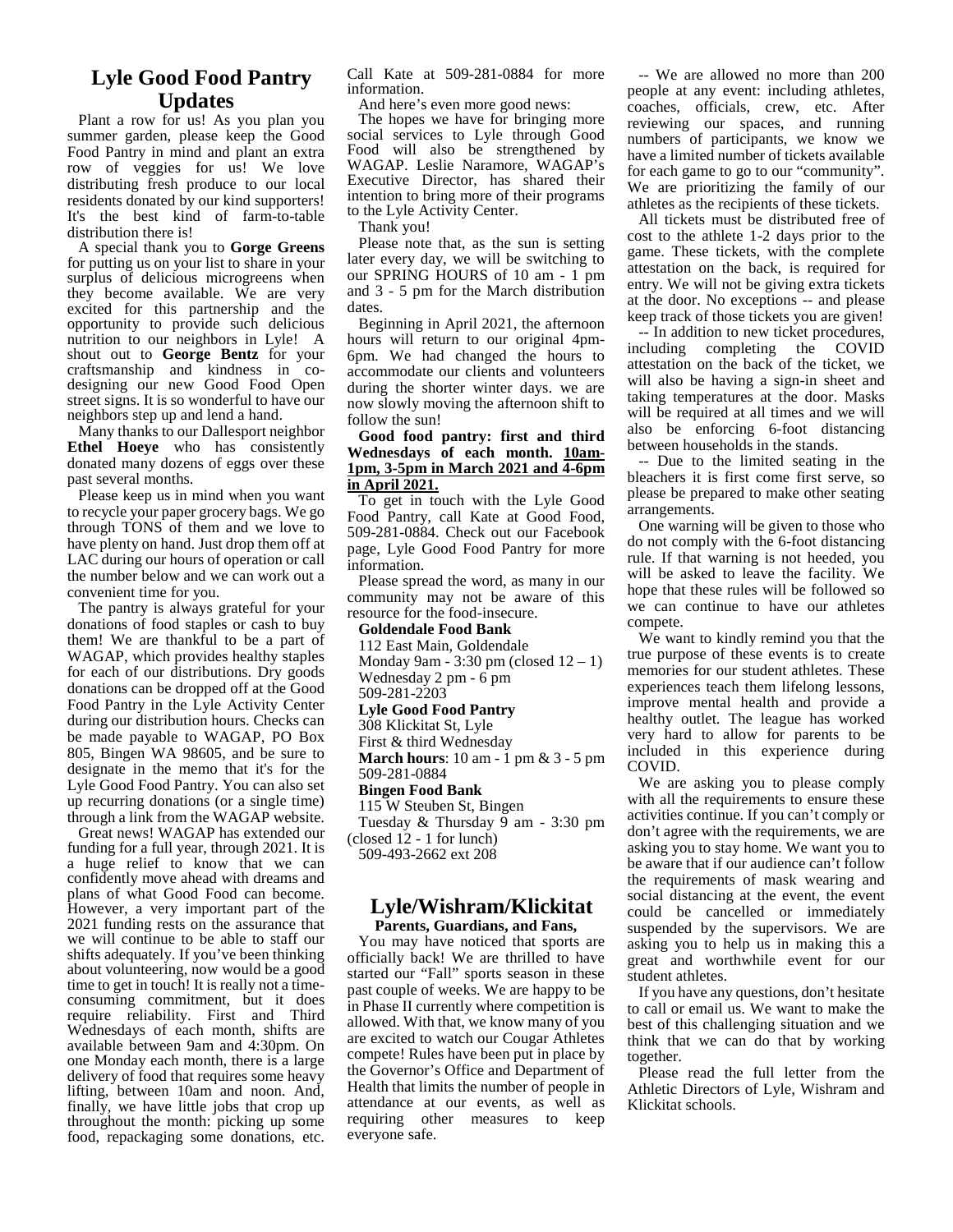## Lyle Good Food Pantry Updates

Plant a row for us! As you plan you summer garden, please keep the Good Food Pantry in mind and plant an extra row of veggies for us! We love distributing fresh produce to our local residents donated by our kind supporters! It's the best kind of farm-to-table distribution there is!

A special thank you to **Gorge Greens** for putting us on your list to share in your surplus of delicious microgreens when they become available. We are very excited for this partnership and the opportunity to provide such delicious nutrition to our neighbors in Lyle! A shout out to **George Bentz** for your craftsmanship and kindness in co-designing our new Good Food Open street signs. It is so wonderful to have our neighbors step up and lend a hand.

Many thanks to our Dallesport neighbor **Ethel Hoeye** who has consistently donated many dozens of eggs over these past several months.

Please keep us in mind when you want to recycle your paper grocery bags. We go through TONS of them and we love to have plenty on hand. Just drop them off at LAC during our hours of operation or call the number below and we can work out a convenient time for you.

The pantry is always grateful for your donations of food staples or cash to buy them! We are thankful to be a part of WAGAP, which provides healthy staples for each of our distributions. Dry goods donations can be dropped off at the Good Food Pantry in the Lyle Activity Center during our distribution hours. Checks can be made payable to WAGAP, PO Box 805, Bingen WA 98605, and be sure to designate in the memo that it's for the Lyle Good Food Pantry. You can also set up recurring donations (or a single time) through a link from the WAGAP website.

Great news! WAGAP has extended our funding for a full year, through 2021. It is a huge relief to know that we can confidently move ahead with dreams and plans of what Good Food can become. However, a very important part of the 2021 funding rests on the assurance that we will continue to be able to staff our shifts adequately. If you've been thinking about volunteering, now would be a good time to get in touch! It is really not a time-consuming commitment, but it does require reliability. First and Third Wednesdays of each month, shifts are available between 9am and 4:30pm. On one Monday each month, there is a large delivery of food that requires some heavy lifting, between 10am and noon. And, finally, we have little jobs that crop up throughout the month: picking up some food, repackaging some donations, etc. Call Kate at 509-281-0884 for more information.

And here's even more good news:

The hopes we have for bringing more social services to Lyle through Good Food will also be strengthened by WAGAP. Leslie Naramore, WAGAP's Executive Director, has shared their intention to bring more of their programs to the Lyle Activity Center.

Thank you!

Please note that, as the sun is setting later every day, we will be switching to our SPRING HOURS of 10 am - 1 pm and 3 - 5 pm for the March distribution dates.

Beginning in April 2021, the afternoon hours will return to our original 4pm-6pm. We had changed the hours to accommodate our clients and volunteers during the shorter winter days. we are now slowly moving the afternoon shift to follow the sun!

**Good food pantry: first and third Wednesdays of each month. <u>10am-1pm, 3-5pm in March 2021 and 4-6pm in April 2021.</u>**

To get in touch with the Lyle Good Food Pantry, call Kate at Good Food, 509-281-0884. Check out our Facebook page, Lyle Good Food Pantry for more information.

Please spread the word, as many in our community may not be aware of this resource for the food-insecure.

**Goldendale Food Bank**
112 East Main, Goldendale
Monday 9am - 3:30 pm (closed 12 – 1)
Wednesday 2 pm - 6 pm
509-281-2203

**Lyle Good Food Pantry**
308 Klickitat St, Lyle
First & third Wednesday
**March hours**: 10 am - 1 pm & 3 - 5 pm
509-281-0884

**Bingen Food Bank**
115 W Steuben St, Bingen
Tuesday & Thursday 9 am - 3:30 pm (closed 12 - 1 for lunch)
509-493-2662 ext 208

## Lyle/Wishram/Klickitat

**Parents, Guardians, and Fans,**

You may have noticed that sports are officially back! We are thrilled to have started our "Fall" sports season in these past couple of weeks. We are happy to be in Phase II currently where competition is allowed. With that, we know many of you are excited to watch our Cougar Athletes compete! Rules have been put in place by the Governor's Office and Department of Health that limits the number of people in attendance at our events, as well as requiring other measures to keep everyone safe.

-- We are allowed no more than 200 people at any event: including athletes, coaches, officials, crew, etc. After reviewing our spaces, and running numbers of participants, we know we have a limited number of tickets available for each game to go to our "community". We are prioritizing the family of our athletes as the recipients of these tickets.

All tickets must be distributed free of cost to the athlete 1-2 days prior to the game. These tickets, with the complete attestation on the back, is required for entry. We will not be giving extra tickets at the door. No exceptions -- and please keep track of those tickets you are given!

-- In addition to new ticket procedures, including completing the COVID attestation on the back of the ticket, we will also be having a sign-in sheet and taking temperatures at the door. Masks will be required at all times and we will also be enforcing 6-foot distancing between households in the stands.

-- Due to the limited seating in the bleachers it is first come first serve, so please be prepared to make other seating arrangements.

One warning will be given to those who do not comply with the 6-foot distancing rule. If that warning is not heeded, you will be asked to leave the facility. We hope that these rules will be followed so we can continue to have our athletes compete.

We want to kindly remind you that the true purpose of these events is to create memories for our student athletes. These experiences teach them lifelong lessons, improve mental health and provide a healthy outlet. The league has worked very hard to allow for parents to be included in this experience during COVID.

We are asking you to please comply with all the requirements to ensure these activities continue. If you can't comply or don't agree with the requirements, we are asking you to stay home. We want you to be aware that if our audience can't follow the requirements of mask wearing and social distancing at the event, the event could be cancelled or immediately suspended by the supervisors. We are asking you to help us in making this a great and worthwhile event for our student athletes.

If you have any questions, don't hesitate to call or email us. We want to make the best of this challenging situation and we think that we can do that by working together.

Please read the full letter from the Athletic Directors of Lyle, Wishram and Klickitat schools.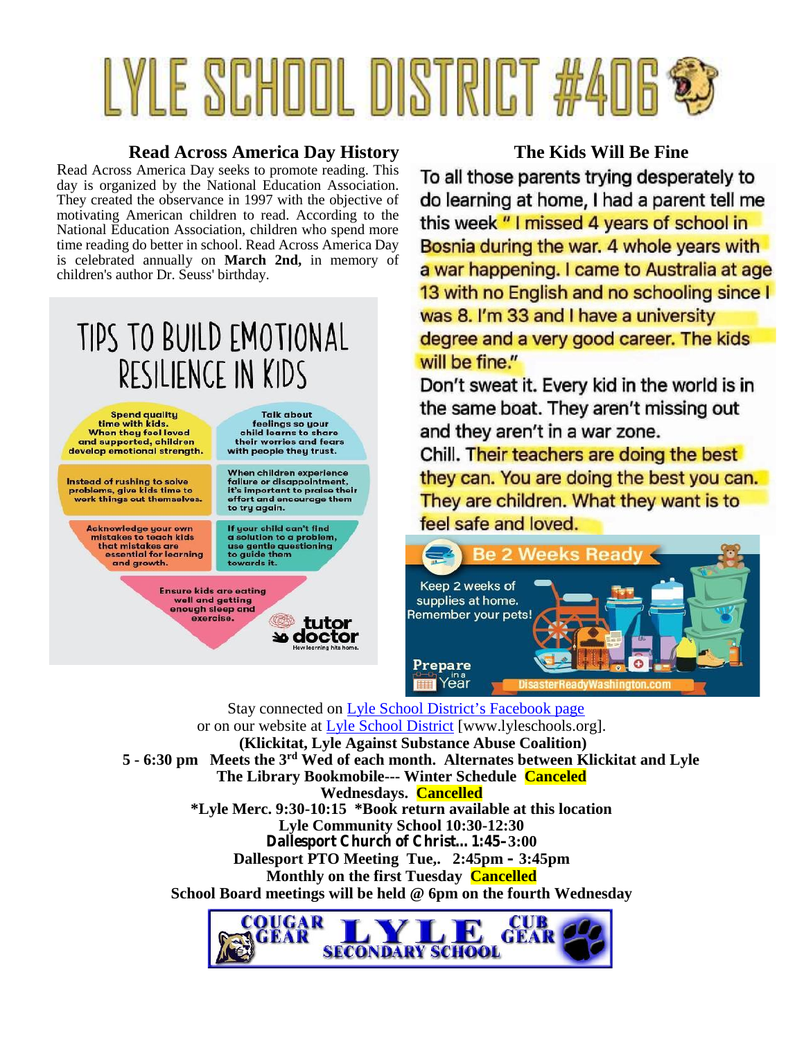# LYLE SCHOOL DISTRICT #406

## Read Across America Day History

Read Across America Day seeks to promote reading. This day is organized by the National Education Association. They created the observance in 1997 with the objective of motivating American children to read. According to the National Education Association, children who spend more time reading do better in school. Read Across America Day is celebrated annually on **March 2nd,** in memory of children's author Dr. Seuss' birthday.

## TIPS TO BUILD EMOTIONAL RESILIENCE IN KIDS

- **Spend quality time with kids.** When they feel loved and supported, children develop emotional strength.
- **Talk about feelings** so your child learns to share their worries and fears with people they trust.
- **Instead of rushing to solve problems,** give kids time to work things out themselves.
- **When children experience failure or disappointment,** it's important to praise their effort and encourage them to try again.
- **Acknowledge your own mistakes** to teach kids that mistakes are essential for learning and growth.
- **If your child can't find a solution to a problem,** use gentle questioning to guide them towards it.
- **Ensure kids are eating well** and getting enough sleep and exercise.

tutor doctor — How learning hits home.

## The Kids Will Be Fine

To all those parents trying desperately to do learning at home, I had a parent tell me this week " I missed 4 years of school in Bosnia during the war. 4 whole years with a war happening. I came to Australia at age 13 with no English and no schooling since I was 8. I'm 33 and I have a university degree and a very good career. The kids will be fine."

Don't sweat it. Every kid in the world is in the same boat. They aren't missing out and they aren't in a war zone.

Chill. Their teachers are doing the best they can. You are doing the best you can. They are children. What they want is to feel safe and loved.

**Be 2 Weeks Ready**

Keep 2 weeks of supplies at home. Remember your pets!

Prepare in a Year — DisasterReadyWashington.com

Stay connected on Lyle School District's Facebook page
or on our website at Lyle School District [www.lyleschools.org].

**(Klickitat, Lyle Against Substance Abuse Coalition)**
**5 - 6:30 pm Meets the 3rd Wed of each month. Alternates between Klickitat and Lyle**
**The Library Bookmobile--- Winter Schedule Canceled**
**Wednesdays. Cancelled**
***Lyle Merc. 9:30-10:15 *Book return available at this location**
**Lyle Community School 10:30-12:30**
**Dallesport Church of Christ... 1:45–3:00**
**Dallesport PTO Meeting Tue,. 2:45pm – 3:45pm**
**Monthly on the first Tuesday Cancelled**
**School Board meetings will be held @ 6pm on the fourth Wednesday**

COUGAR GEAR — LYLE SECONDARY SCHOOL — CUB GEAR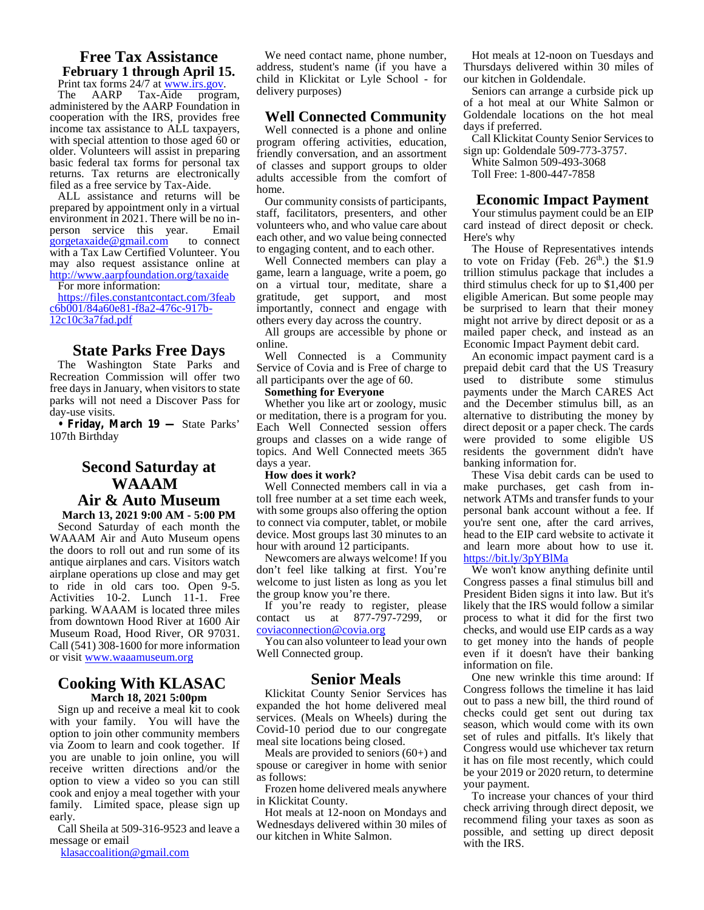## Free Tax Assistance

**February 1 through April 15.**

Print tax forms 24/7 at www.irs.gov.

The AARP Tax-Aide program, administered by the AARP Foundation in cooperation with the IRS, provides free income tax assistance to ALL taxpayers, with special attention to those aged 60 or older. Volunteers will assist in preparing basic federal tax forms for personal tax returns. Tax returns are electronically filed as a free service by Tax-Aide.

ALL assistance and returns will be prepared by appointment only in a virtual environment in 2021. There will be no in-person service this year. Email gorgetaxaide@gmail.com to connect with a Tax Law Certified Volunteer. You may also request assistance online at http://www.aarpfoundation.org/taxaide

For more information:

https://files.constantcontact.com/3feabc6b001/84a60e81-f8a2-476c-917b-12c10c3a7fad.pdf

## State Parks Free Days

The Washington State Parks and Recreation Commission will offer two free days in January, when visitors to state parks will not need a Discover Pass for day-use visits.

- **Friday, March 19 —** State Parks' 107th Birthday

## Second Saturday at WAAAM Air & Auto Museum

**March 13, 2021 9:00 AM - 5:00 PM**

Second Saturday of each month the WAAAM Air and Auto Museum opens the doors to roll out and run some of its antique airplanes and cars. Visitors watch airplane operations up close and may get to ride in old cars too. Open 9-5. Activities 10-2. Lunch 11-1. Free parking. WAAAM is located three miles from downtown Hood River at 1600 Air Museum Road, Hood River, OR 97031. Call (541) 308-1600 for more information or visit www.waaamuseum.org

## Cooking With KLASAC

**March 18, 2021 5:00pm**

Sign up and receive a meal kit to cook with your family. You will have the option to join other community members via Zoom to learn and cook together. If you are unable to join online, you will receive written directions and/or the option to view a video so you can still cook and enjoy a meal together with your family. Limited space, please sign up early.

Call Sheila at 509-316-9523 and leave a message or email

klasaccoalition@gmail.com

We need contact name, phone number, address, student's name (if you have a child in Klickitat or Lyle School - for delivery purposes)

## Well Connected Community

Well connected is a phone and online program offering activities, education, friendly conversation, and an assortment of classes and support groups to older adults accessible from the comfort of home.

Our community consists of participants, staff, facilitators, presenters, and other volunteers who, and who value care about each other, and wo value being connected to engaging content, and to each other.

Well Connected members can play a game, learn a language, write a poem, go on a virtual tour, meditate, share a gratitude, get support, and most importantly, connect and engage with others every day across the country.

All groups are accessible by phone or online.

Well Connected is a Community Service of Covia and is Free of charge to all participants over the age of 60.

**Something for Everyone**

Whether you like art or zoology, music or meditation, there is a program for you. Each Well Connected session offers groups and classes on a wide range of topics. And Well Connected meets 365 days a year.

**How does it work?**

Well Connected members call in via a toll free number at a set time each week, with some groups also offering the option to connect via computer, tablet, or mobile device. Most groups last 30 minutes to an hour with around 12 participants.

Newcomers are always welcome! If you don't feel like talking at first. You're welcome to just listen as long as you let the group know you're there.

If you're ready to register, please contact us at 877-797-7299, or coviaconnection@covia.org

You can also volunteer to lead your own Well Connected group.

## Senior Meals

Klickitat County Senior Services has expanded the hot home delivered meal services. (Meals on Wheels) during the Covid-10 period due to our congregate meal site locations being closed.

Meals are provided to seniors (60+) and spouse or caregiver in home with senior as follows:

Frozen home delivered meals anywhere in Klickitat County.

Hot meals at 12-noon on Mondays and Wednesdays delivered within 30 miles of our kitchen in White Salmon.

Hot meals at 12-noon on Tuesdays and Thursdays delivered within 30 miles of our kitchen in Goldendale.

Seniors can arrange a curbside pick up of a hot meal at our White Salmon or Goldendale locations on the hot meal days if preferred.

Call Klickitat County Senior Services to sign up: Goldendale 509-773-3757.

White Salmon 509-493-3068

Toll Free: 1-800-447-7858

## Economic Impact Payment

Your stimulus payment could be an EIP card instead of direct deposit or check. Here's why

The House of Representatives intends to vote on Friday (Feb. 26th.) the $1.9 trillion stimulus package that includes a third stimulus check for up to $1,400 per eligible American. But some people may be surprised to learn that their money might not arrive by direct deposit or as a mailed paper check, and instead as an Economic Impact Payment debit card.

An economic impact payment card is a prepaid debit card that the US Treasury used to distribute some stimulus payments under the March CARES Act and the December stimulus bill, as an alternative to distributing the money by direct deposit or a paper check. The cards were provided to some eligible US residents the government didn't have banking information for.

These Visa debit cards can be used to make purchases, get cash from in-network ATMs and transfer funds to your personal bank account without a fee. If you're sent one, after the card arrives, head to the EIP card website to activate it and learn more about how to use it. https://bit.ly/3pYBlMa

We won't know anything definite until Congress passes a final stimulus bill and President Biden signs it into law. But it's likely that the IRS would follow a similar process to what it did for the first two checks, and would use EIP cards as a way to get money into the hands of people even if it doesn't have their banking information on file.

One new wrinkle this time around: If Congress follows the timeline it has laid out to pass a new bill, the third round of checks could get sent out during tax season, which would come with its own set of rules and pitfalls. It's likely that Congress would use whichever tax return it has on file most recently, which could be your 2019 or 2020 return, to determine your payment.

To increase your chances of your third check arriving through direct deposit, we recommend filing your taxes as soon as possible, and setting up direct deposit with the IRS.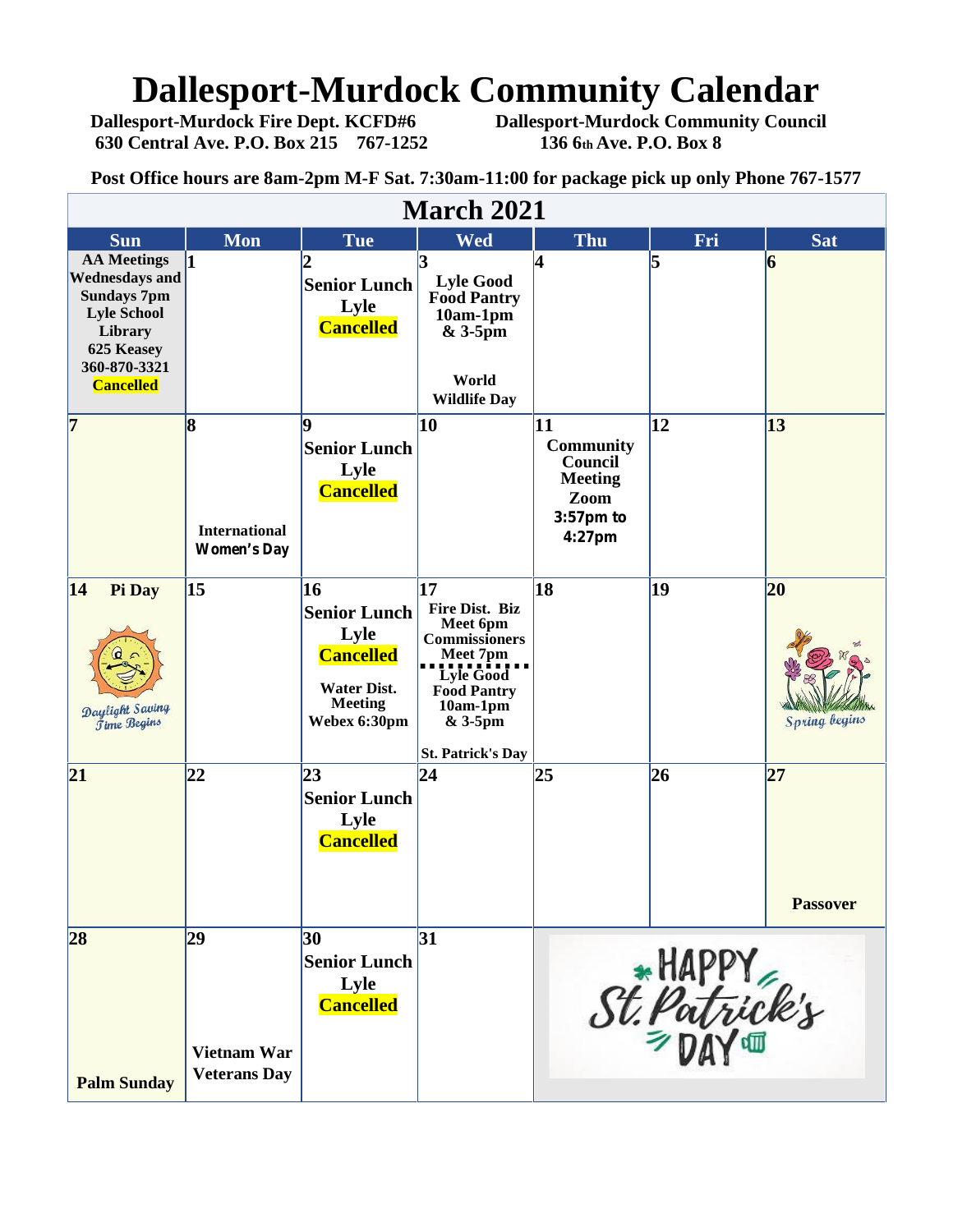# Dallesport-Murdock Community Calendar

**Dallesport-Murdock Fire Dept. KCFD#6**
**630 Central Ave. P.O. Box 215 767-1252**

**Dallesport-Murdock Community Council**
**136 6th Ave. P.O. Box 8**

**Post Office hours are 8am-2pm M-F Sat. 7:30am-11:00 for package pick up only Phone 767-1577**

## March 2021

| Sun | Mon | Tue | Wed | Thu | Fri | Sat |
|---|---|---|---|---|---|---|
| AA Meetings Wednesdays and Sundays 7pm Lyle School Library 625 Keasey 360-870-3321 Cancelled | 1 | 2 Senior Lunch Lyle Cancelled | 3 Lyle Good Food Pantry 10am-1pm & 3-5pm World Wildlife Day | 4 | 5 | 6 |
| 7 | 8 International Women's Day | 9 Senior Lunch Lyle Cancelled | 10 | 11 Community Council Meeting Zoom 3:57pm to 4:27pm | 12 | 13 |
| 14 Pi Day Daylight Saving Time Begins | 15 | 16 Senior Lunch Lyle Cancelled Water Dist. Meeting Webex 6:30pm | 17 Fire Dist. Biz Meet 6pm Commissioners Meet 7pm Lyle Good Food Pantry 10am-1pm & 3-5pm St. Patrick's Day | 18 | 19 | 20 Spring begins |
| 21 | 22 | 23 Senior Lunch Lyle Cancelled | 24 | 25 | 26 | 27 Passover |
| 28 Palm Sunday | 29 Vietnam War Veterans Day | 30 Senior Lunch Lyle Cancelled | 31 | HAPPY St. Patrick's DAY | | |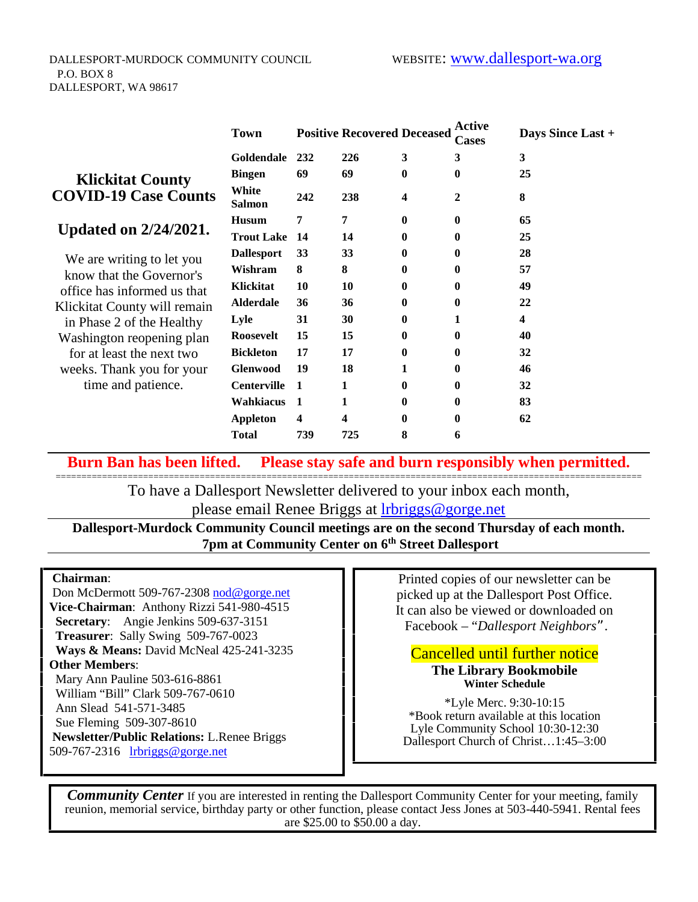DALLESPORT-MURDOCK COMMUNITY COUNCIL
P.O. BOX 8
DALLESPORT, WA 98617

WEBSITE: www.dallesport-wa.org

## Klickitat County COVID-19 Case Counts

## Updated on 2/24/2021.

We are writing to let you know that the Governor's office has informed us that Klickitat County will remain in Phase 2 of the Healthy Washington reopening plan for at least the next two weeks. Thank you for your time and patience.

| Town | Positive | Recovered | Deceased | Active Cases | Days Since Last + |
|---|---|---|---|---|---|
| Goldendale | 232 | 226 | 3 | 3 | 3 |
| Bingen | 69 | 69 | 0 | 0 | 25 |
| White Salmon | 242 | 238 | 4 | 2 | 8 |
| Husum | 7 | 7 | 0 | 0 | 65 |
| Trout Lake | 14 | 14 | 0 | 0 | 25 |
| Dallesport | 33 | 33 | 0 | 0 | 28 |
| Wishram | 8 | 8 | 0 | 0 | 57 |
| Klickitat | 10 | 10 | 0 | 0 | 49 |
| Alderdale | 36 | 36 | 0 | 0 | 22 |
| Lyle | 31 | 30 | 0 | 1 | 4 |
| Roosevelt | 15 | 15 | 0 | 0 | 40 |
| Bickleton | 17 | 17 | 0 | 0 | 32 |
| Glenwood | 19 | 18 | 1 | 0 | 46 |
| Centerville | 1 | 1 | 0 | 0 | 32 |
| Wahkiacus | 1 | 1 | 0 | 0 | 83 |
| Appleton | 4 | 4 | 0 | 0 | 62 |
| Total | 739 | 725 | 8 | 6 | |

**Burn Ban has been lifted. Please stay safe and burn responsibly when permitted.**

To have a Dallesport Newsletter delivered to your inbox each month, please email Renee Briggs at lrbriggs@gorge.net

**Dallesport-Murdock Community Council meetings are on the second Thursday of each month. 7pm at Community Center on 6th Street Dallesport**

**Chairman**: Don McDermott 509-767-2308 nod@gorge.net
**Vice-Chairman**: Anthony Rizzi 541-980-4515
**Secretary**: Angie Jenkins 509-637-3151
**Treasurer**: Sally Swing 509-767-0023
**Ways & Means:** David McNeal 425-241-3235
**Other Members**:
Mary Ann Pauline 503-616-8861
William "Bill" Clark 509-767-0610
Ann Slead 541-571-3485
Sue Fleming 509-307-8610
**Newsletter/Public Relations:** L.Renee Briggs 509-767-2316 lrbriggs@gorge.net

Printed copies of our newsletter can be picked up at the Dallesport Post Office. It can also be viewed or downloaded on Facebook – "*Dallesport Neighbors*".

Cancelled until further notice

**The Library Bookmobile**
**Winter Schedule**

*Lyle Merc. 9:30-10:15
*Book return available at this location
Lyle Community School 10:30-12:30
Dallesport Church of Christ…1:45–3:00

***Community Center*** If you are interested in renting the Dallesport Community Center for your meeting, family reunion, memorial service, birthday party or other function, please contact Jess Jones at 503-440-5941. Rental fees are $25.00 to $50.00 a day.